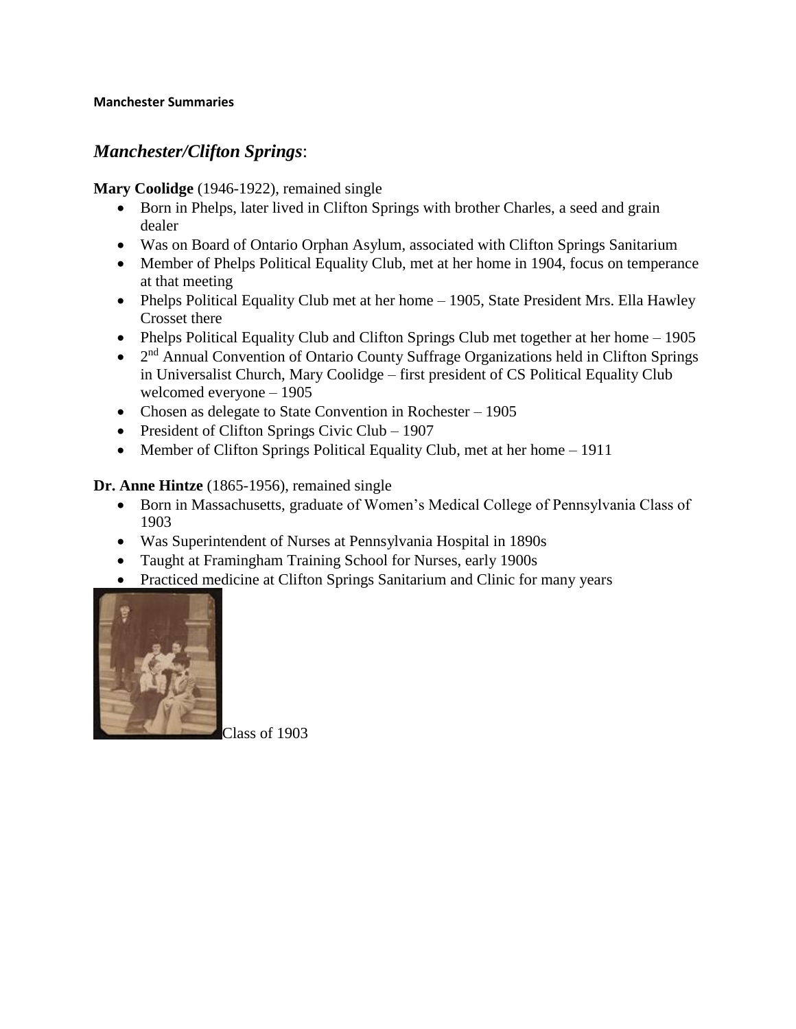**Manchester Summaries**

## *Manchester/Clifton Springs*:

**Mary Coolidge** (1946-1922), remained single

- Born in Phelps, later lived in Clifton Springs with brother Charles, a seed and grain dealer
- Was on Board of Ontario Orphan Asylum, associated with Clifton Springs Sanitarium
- Member of Phelps Political Equality Club, met at her home in 1904, focus on temperance at that meeting
- Phelps Political Equality Club met at her home – 1905, State President Mrs. Ella Hawley Crosset there
- Phelps Political Equality Club and Clifton Springs Club met together at her home – 1905
- 2nd Annual Convention of Ontario County Suffrage Organizations held in Clifton Springs in Universalist Church, Mary Coolidge – first president of CS Political Equality Club welcomed everyone – 1905
- Chosen as delegate to State Convention in Rochester – 1905
- President of Clifton Springs Civic Club – 1907
- Member of Clifton Springs Political Equality Club, met at her home – 1911

**Dr. Anne Hintze** (1865-1956), remained single

- Born in Massachusetts, graduate of Women's Medical College of Pennsylvania Class of 1903
- Was Superintendent of Nurses at Pennsylvania Hospital in 1890s
- Taught at Framingham Training School for Nurses, early 1900s
- Practiced medicine at Clifton Springs Sanitarium and Clinic for many years

Class of 1903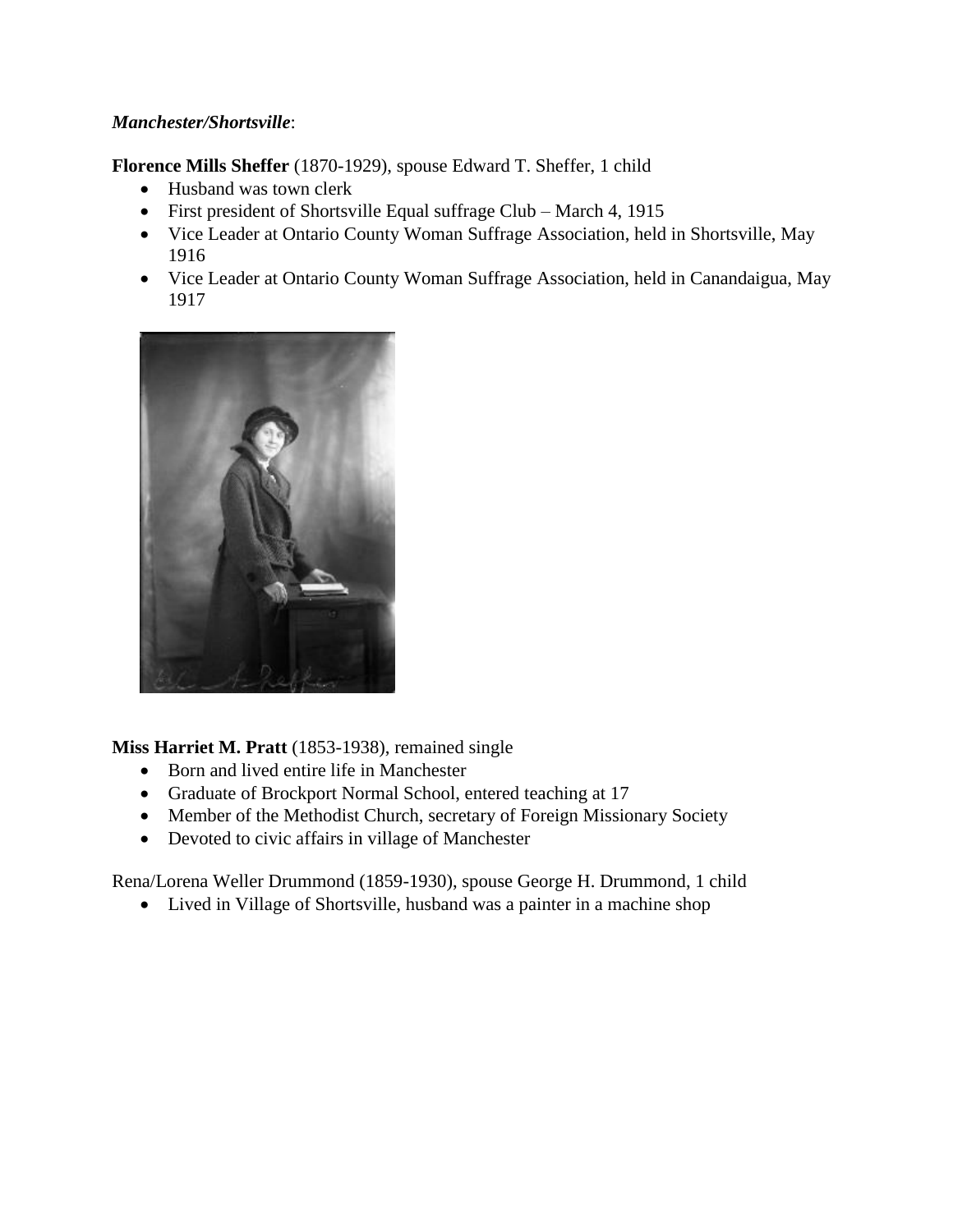***Manchester/Shortsville***:

**Florence Mills Sheffer** (1870-1929), spouse Edward T. Sheffer, 1 child

- Husband was town clerk
- First president of Shortsville Equal suffrage Club – March 4, 1915
- Vice Leader at Ontario County Woman Suffrage Association, held in Shortsville, May 1916
- Vice Leader at Ontario County Woman Suffrage Association, held in Canandaigua, May 1917

**Miss Harriet M. Pratt** (1853-1938), remained single

- Born and lived entire life in Manchester
- Graduate of Brockport Normal School, entered teaching at 17
- Member of the Methodist Church, secretary of Foreign Missionary Society
- Devoted to civic affairs in village of Manchester

Rena/Lorena Weller Drummond (1859-1930), spouse George H. Drummond, 1 child

- Lived in Village of Shortsville, husband was a painter in a machine shop